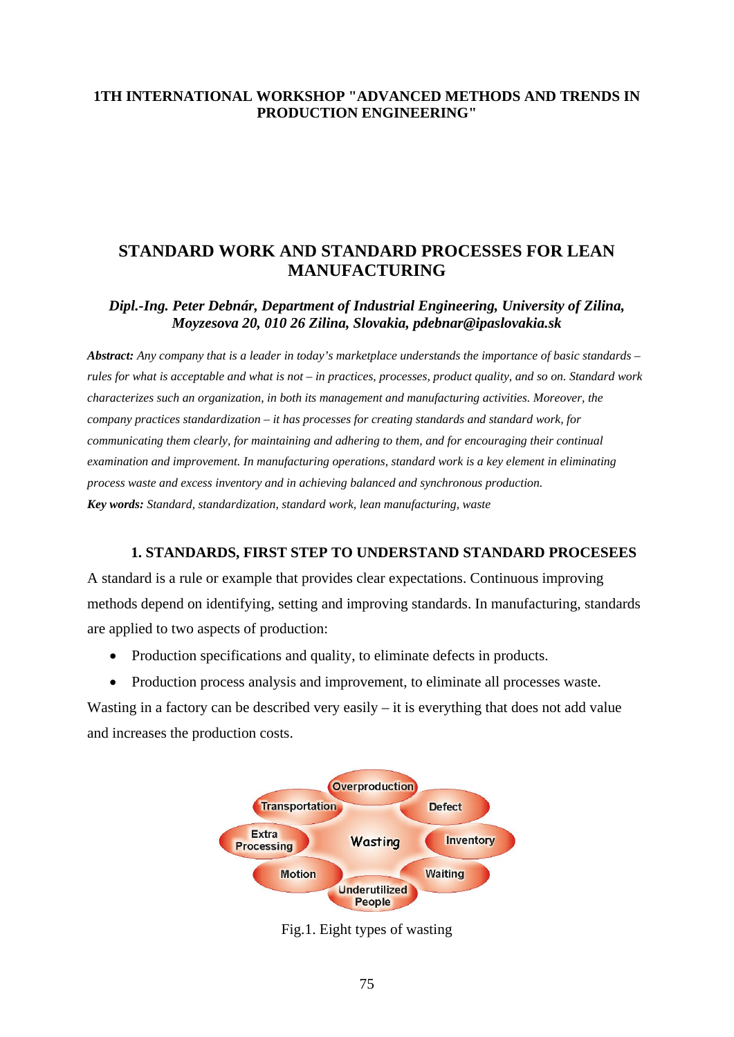**1TH INTERNATIONAL WORKSHOP "ADVANCED METHODS AND TRENDS IN PRODUCTION ENGINEERING"**

# STANDARD WORK AND STANDARD PROCESSES FOR LEAN MANUFACTURING

***Dipl.-Ing. Peter Debnár, Department of Industrial Engineering, University of Zilina, Moyzesova 20, 010 26 Zilina, Slovakia, pdebnar@ipaslovakia.sk***

***Abstract:*** *Any company that is a leader in today's marketplace understands the importance of basic standards – rules for what is acceptable and what is not – in practices, processes, product quality, and so on. Standard work characterizes such an organization, in both its management and manufacturing activities. Moreover, the company practices standardization – it has processes for creating standards and standard work, for communicating them clearly, for maintaining and adhering to them, and for encouraging their continual examination and improvement. In manufacturing operations, standard work is a key element in eliminating process waste and excess inventory and in achieving balanced and synchronous production.*

***Key words:*** *Standard, standardization, standard work, lean manufacturing, waste*

## 1. STANDARDS, FIRST STEP TO UNDERSTAND STANDARD PROCESEES

A standard is a rule or example that provides clear expectations. Continuous improving methods depend on identifying, setting and improving standards. In manufacturing, standards are applied to two aspects of production:

- Production specifications and quality, to eliminate defects in products.
- Production process analysis and improvement, to eliminate all processes waste.

Wasting in a factory can be described very easily – it is everything that does not add value and increases the production costs.

Overproduction, Transportation, Defect, Extra Processing, Wasting, Inventory, Motion, Waiting, Underutilized People

Fig.1. Eight types of wasting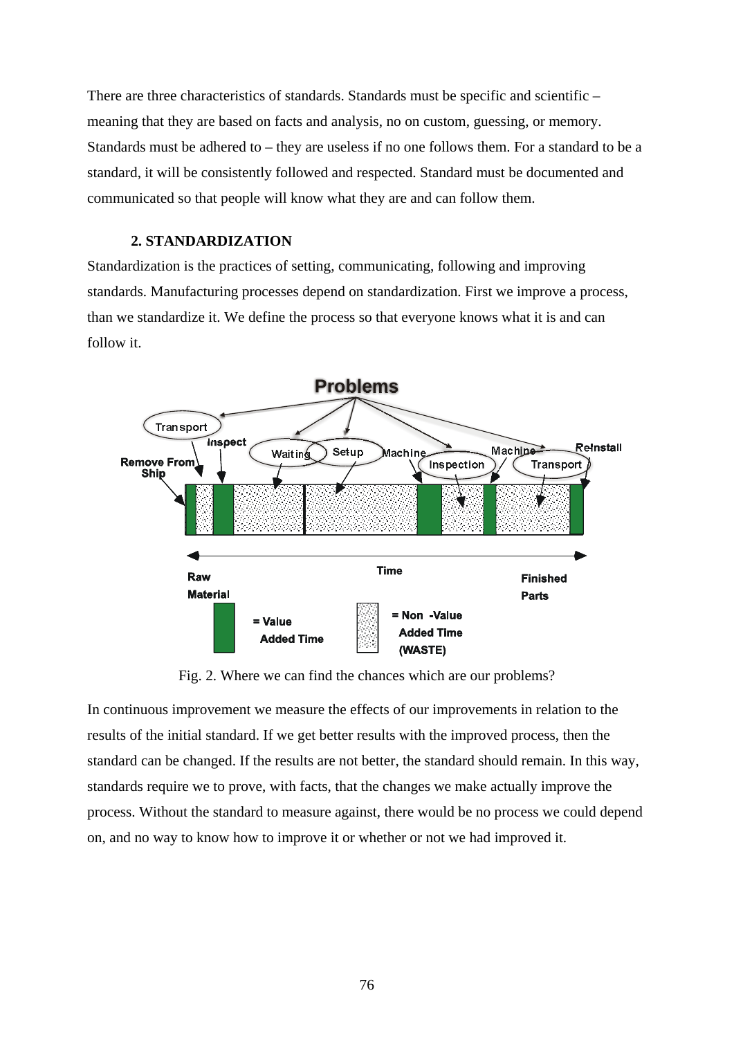There are three characteristics of standards. Standards must be specific and scientific – meaning that they are based on facts and analysis, no on custom, guessing, or memory. Standards must be adhered to – they are useless if no one follows them. For a standard to be a standard, it will be consistently followed and respected. Standard must be documented and communicated so that people will know what they are and can follow them.

## 2. STANDARDIZATION

Standardization is the practices of setting, communicating, following and improving standards. Manufacturing processes depend on standardization. First we improve a process, than we standardize it. We define the process so that everyone knows what it is and can follow it.

Fig. 2. Where we can find the chances which are our problems?

In continuous improvement we measure the effects of our improvements in relation to the results of the initial standard. If we get better results with the improved process, then the standard can be changed. If the results are not better, the standard should remain. In this way, standards require we to prove, with facts, that the changes we make actually improve the process. Without the standard to measure against, there would be no process we could depend on, and no way to know how to improve it or whether or not we had improved it.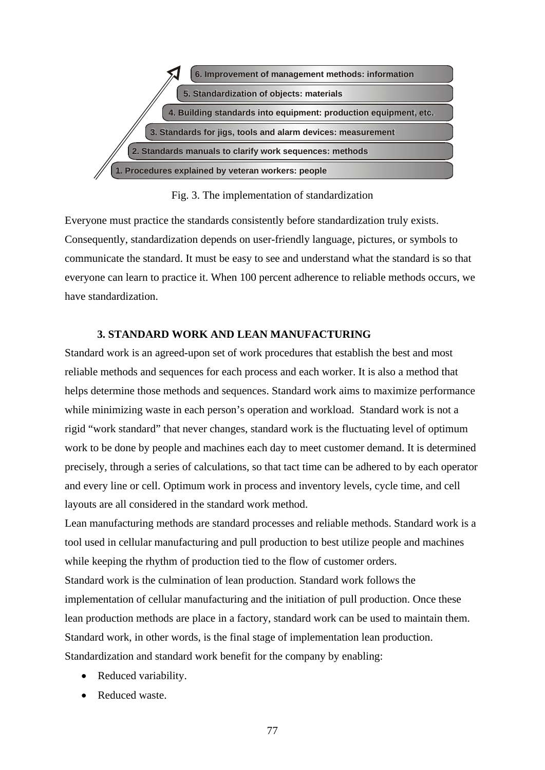6. Improvement of management methods: information

5. Standardization of objects: materials

4. Building standards into equipment: production equipment, etc.

3. Standards for jigs, tools and alarm devices: measurement

2. Standards manuals to clarify work sequences: methods

1. Procedures explained by veteran workers: people

Fig. 3. The implementation of standardization

Everyone must practice the standards consistently before standardization truly exists. Consequently, standardization depends on user-friendly language, pictures, or symbols to communicate the standard. It must be easy to see and understand what the standard is so that everyone can learn to practice it. When 100 percent adherence to reliable methods occurs, we have standardization.

## 3. STANDARD WORK AND LEAN MANUFACTURING

Standard work is an agreed-upon set of work procedures that establish the best and most reliable methods and sequences for each process and each worker. It is also a method that helps determine those methods and sequences. Standard work aims to maximize performance while minimizing waste in each person's operation and workload. Standard work is not a rigid "work standard" that never changes, standard work is the fluctuating level of optimum work to be done by people and machines each day to meet customer demand. It is determined precisely, through a series of calculations, so that tact time can be adhered to by each operator and every line or cell. Optimum work in process and inventory levels, cycle time, and cell layouts are all considered in the standard work method.

Lean manufacturing methods are standard processes and reliable methods. Standard work is a tool used in cellular manufacturing and pull production to best utilize people and machines while keeping the rhythm of production tied to the flow of customer orders.

Standard work is the culmination of lean production. Standard work follows the implementation of cellular manufacturing and the initiation of pull production. Once these lean production methods are place in a factory, standard work can be used to maintain them. Standard work, in other words, is the final stage of implementation lean production.

Standardization and standard work benefit for the company by enabling:

- Reduced variability.
- Reduced waste.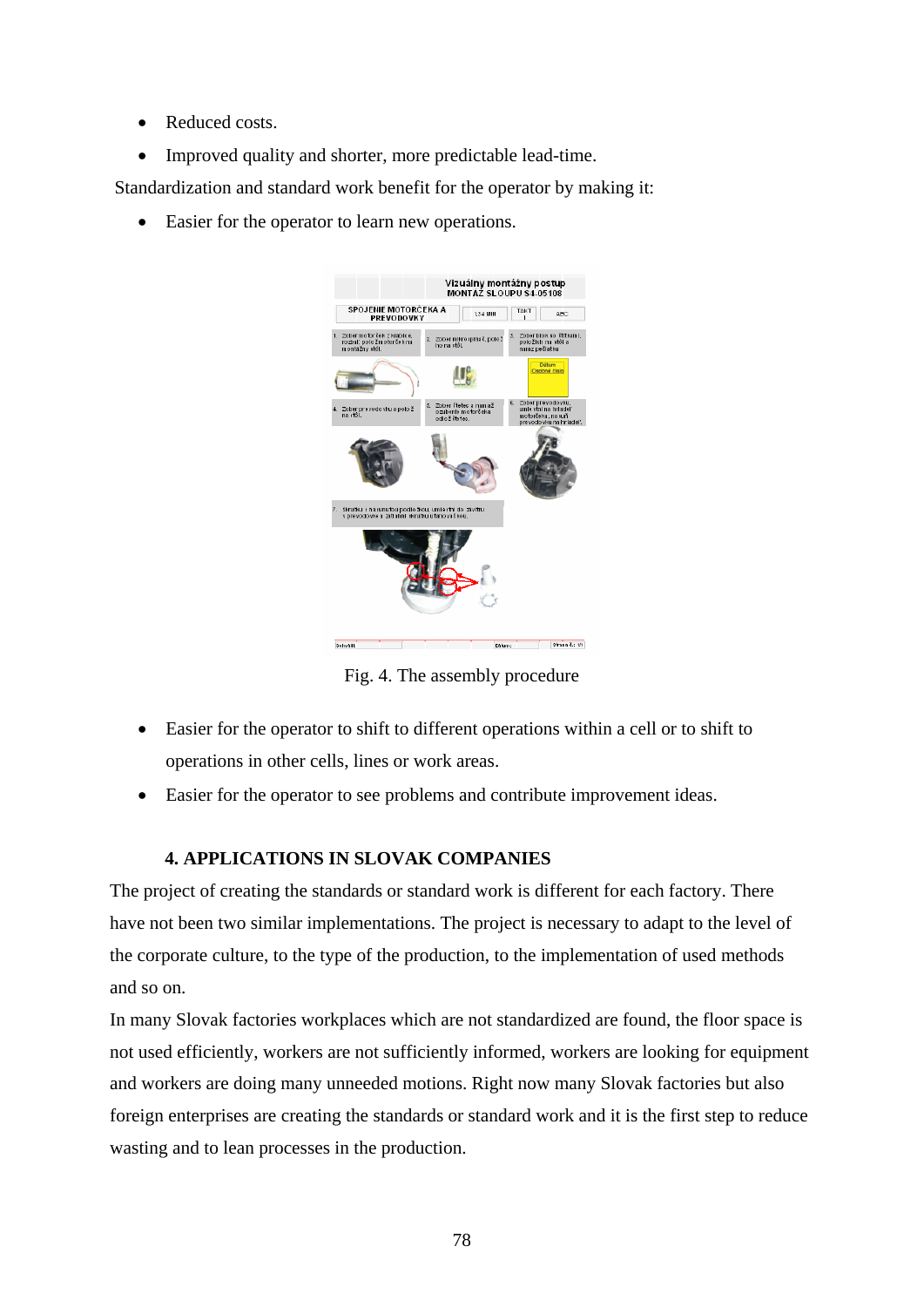- Reduced costs.
- Improved quality and shorter, more predictable lead-time.

Standardization and standard work benefit for the operator by making it:

- Easier for the operator to learn new operations.

Fig. 4. The assembly procedure

- Easier for the operator to shift to different operations within a cell or to shift to operations in other cells, lines or work areas.
- Easier for the operator to see problems and contribute improvement ideas.

## 4. APPLICATIONS IN SLOVAK COMPANIES

The project of creating the standards or standard work is different for each factory. There have not been two similar implementations. The project is necessary to adapt to the level of the corporate culture, to the type of the production, to the implementation of used methods and so on.

In many Slovak factories workplaces which are not standardized are found, the floor space is not used efficiently, workers are not sufficiently informed, workers are looking for equipment and workers are doing many unneeded motions. Right now many Slovak factories but also foreign enterprises are creating the standards or standard work and it is the first step to reduce wasting and to lean processes in the production.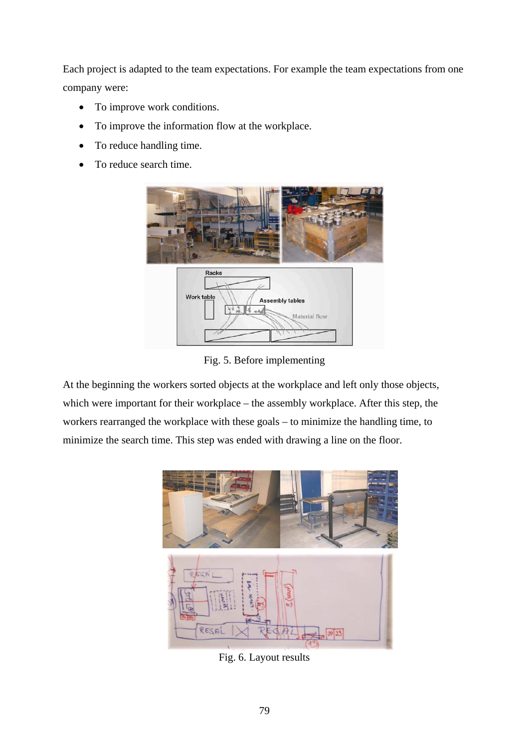Each project is adapted to the team expectations. For example the team expectations from one company were:

- To improve work conditions.
- To improve the information flow at the workplace.
- To reduce handling time.
- To reduce search time.

Fig. 5. Before implementing

At the beginning the workers sorted objects at the workplace and left only those objects, which were important for their workplace – the assembly workplace. After this step, the workers rearranged the workplace with these goals – to minimize the handling time, to minimize the search time. This step was ended with drawing a line on the floor.

Fig. 6. Layout results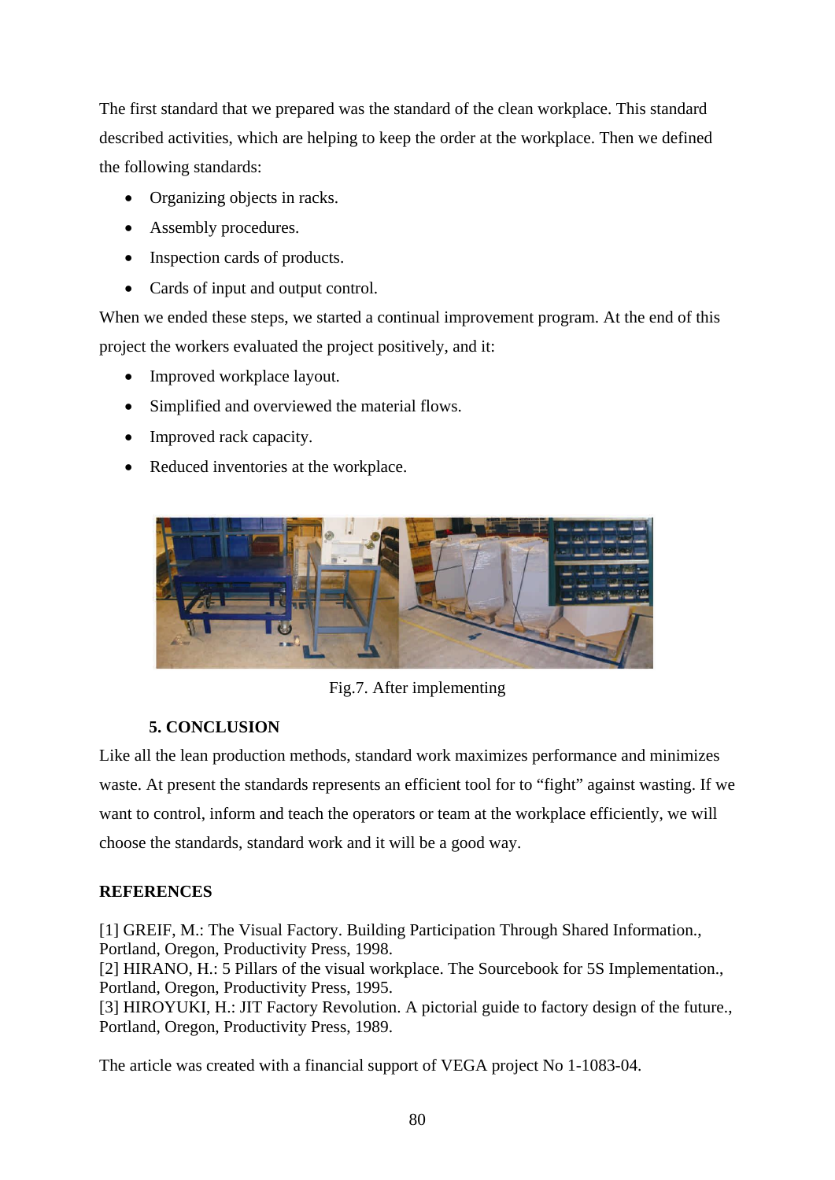The first standard that we prepared was the standard of the clean workplace. This standard described activities, which are helping to keep the order at the workplace. Then we defined the following standards:

- Organizing objects in racks.
- Assembly procedures.
- Inspection cards of products.
- Cards of input and output control.

When we ended these steps, we started a continual improvement program. At the end of this project the workers evaluated the project positively, and it:

- Improved workplace layout.
- Simplified and overviewed the material flows.
- Improved rack capacity.
- Reduced inventories at the workplace.

Fig.7. After implementing

## 5. CONCLUSION

Like all the lean production methods, standard work maximizes performance and minimizes waste. At present the standards represents an efficient tool for to "fight" against wasting. If we want to control, inform and teach the operators or team at the workplace efficiently, we will choose the standards, standard work and it will be a good way.

## REFERENCES

[1] GREIF, M.: The Visual Factory. Building Participation Through Shared Information., Portland, Oregon, Productivity Press, 1998.
[2] HIRANO, H.: 5 Pillars of the visual workplace. The Sourcebook for 5S Implementation., Portland, Oregon, Productivity Press, 1995.
[3] HIROYUKI, H.: JIT Factory Revolution. A pictorial guide to factory design of the future., Portland, Oregon, Productivity Press, 1989.

The article was created with a financial support of VEGA project No 1-1083-04.